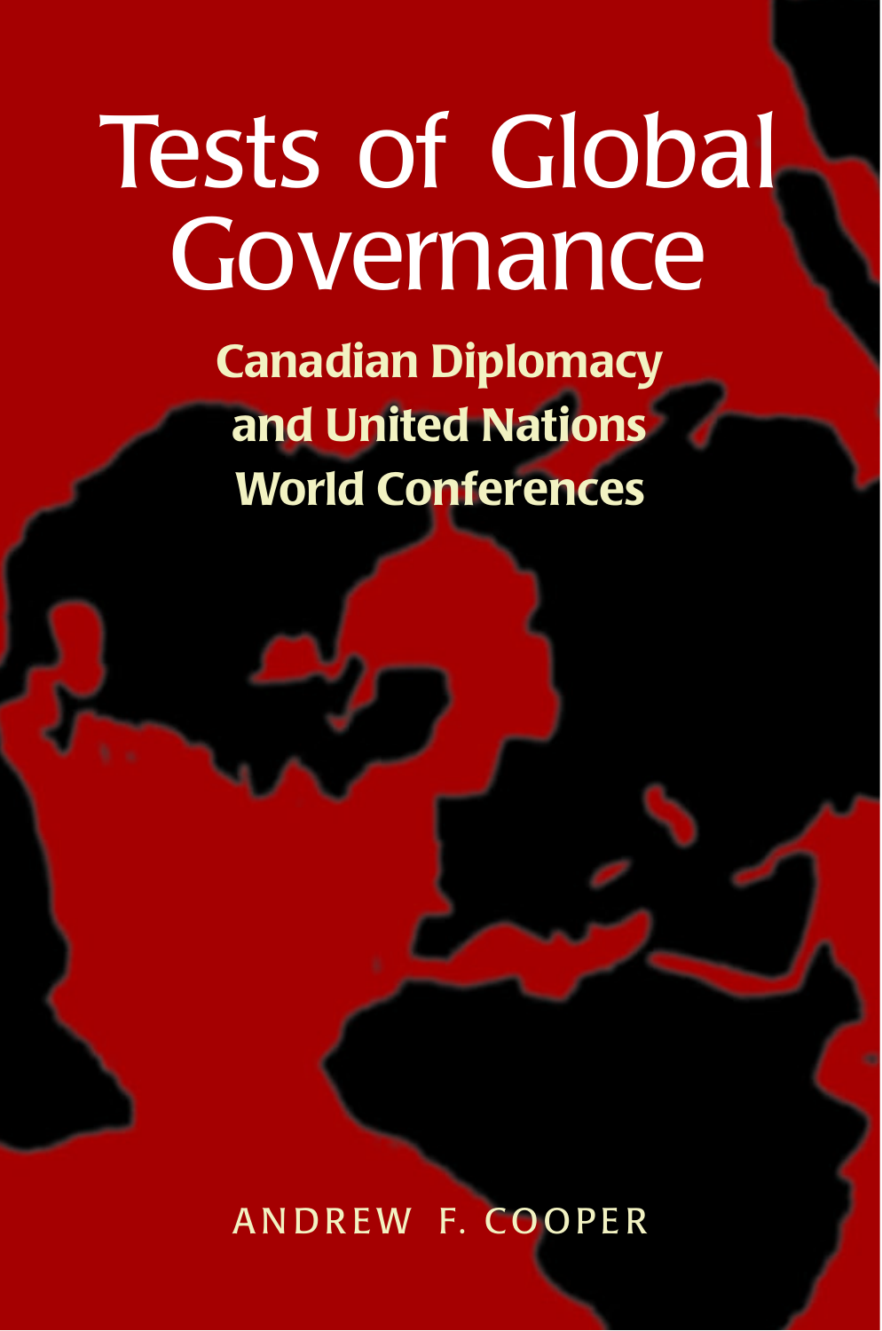# Tests of Global Governance

## Canadian Diplomacy and United Nations World Conferences

ANDREW F. COOPER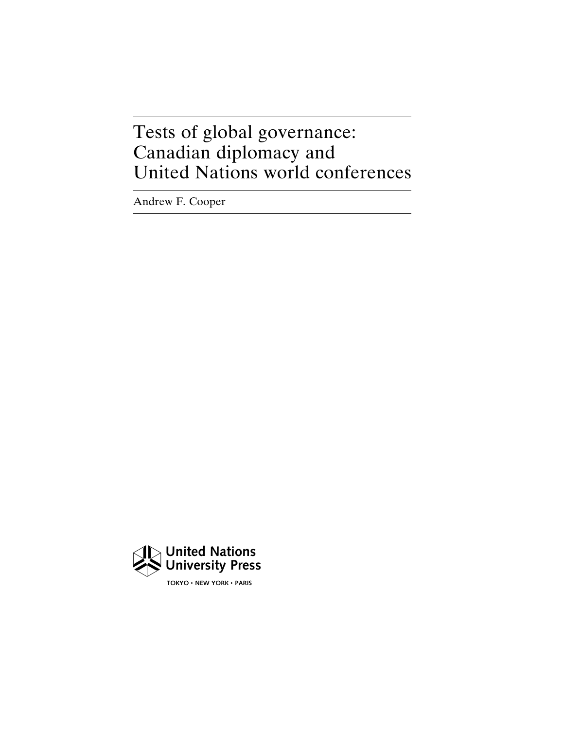# Tests of global governance: Canadian diplomacy and United Nations world conferences

Andrew F. Cooper

United Nations University Press

TOKYO • NEW YORK • PARIS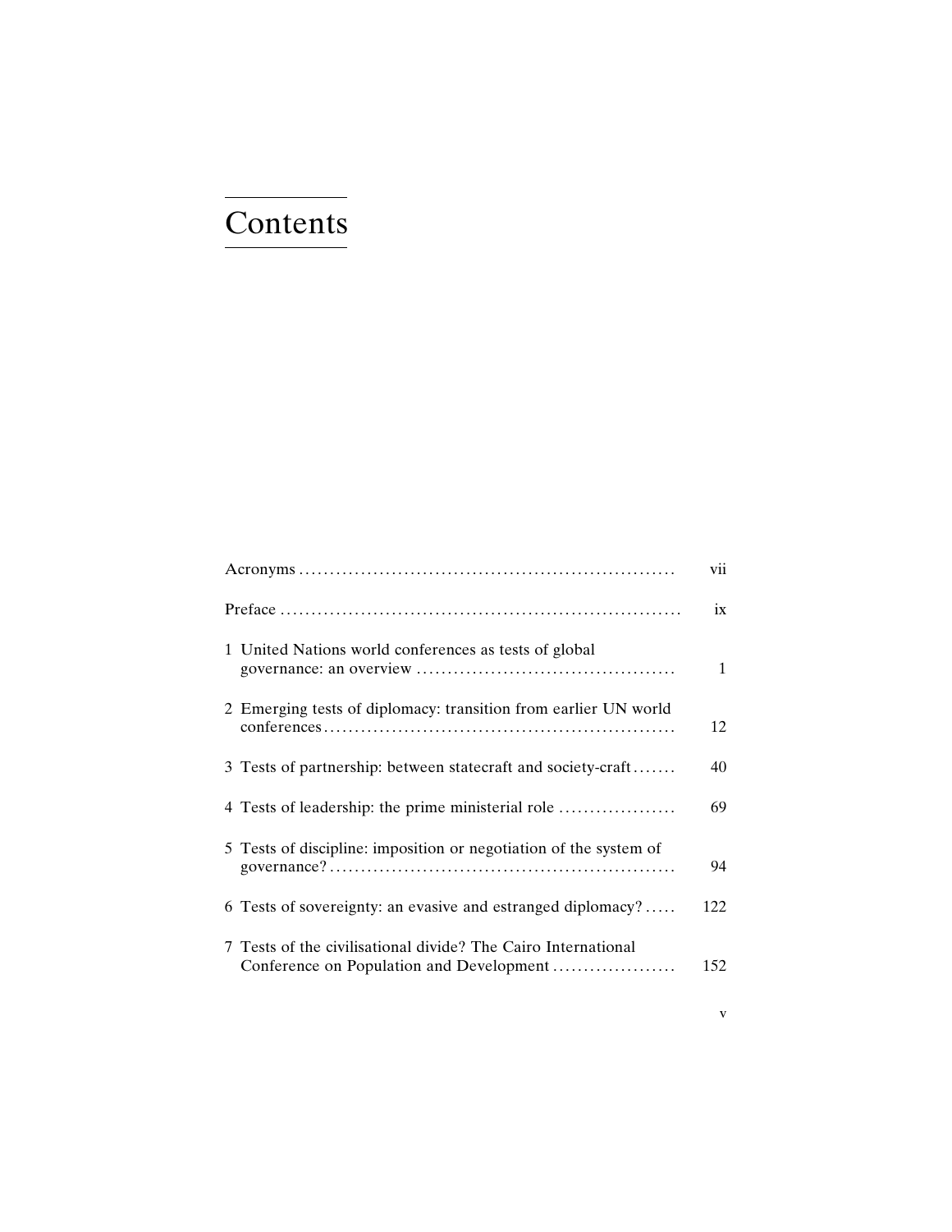# Contents

| | |
|---|---|
| Acronyms | vii |
| Preface | ix |
| 1 United Nations world conferences as tests of global governance: an overview | 1 |
| 2 Emerging tests of diplomacy: transition from earlier UN world conferences | 12 |
| 3 Tests of partnership: between statecraft and society-craft | 40 |
| 4 Tests of leadership: the prime ministerial role | 69 |
| 5 Tests of discipline: imposition or negotiation of the system of governance? | 94 |
| 6 Tests of sovereignty: an evasive and estranged diplomacy? | 122 |
| 7 Tests of the civilisational divide? The Cairo International Conference on Population and Development | 152 |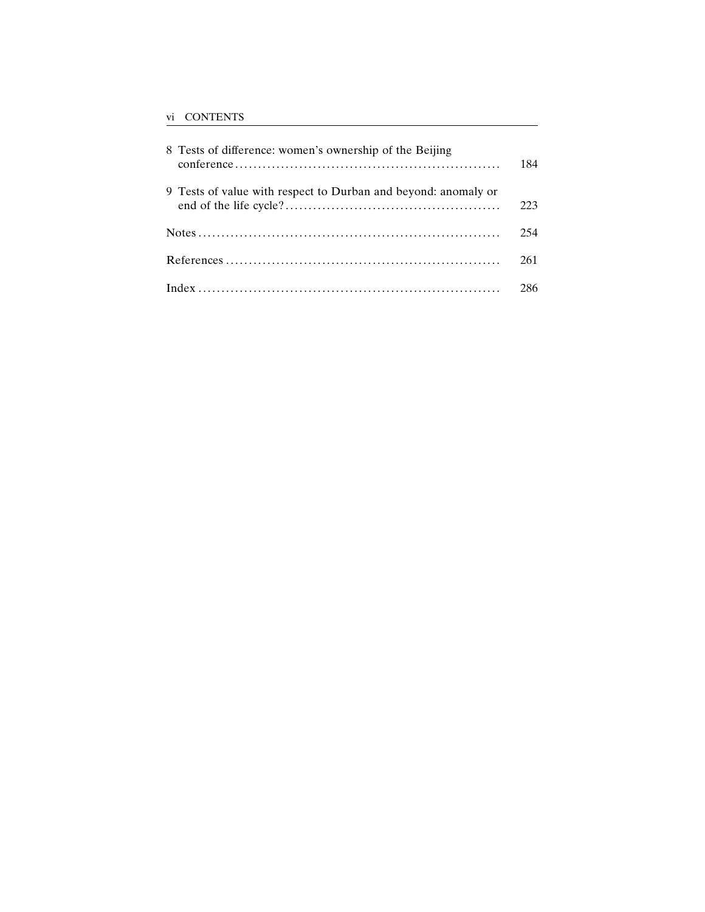| | |
|---|---|
| 8 Tests of difference: women's ownership of the Beijing conference | 184 |
| 9 Tests of value with respect to Durban and beyond: anomaly or end of the life cycle? | 223 |
| Notes | 254 |
| References | 261 |
| Index | 286 |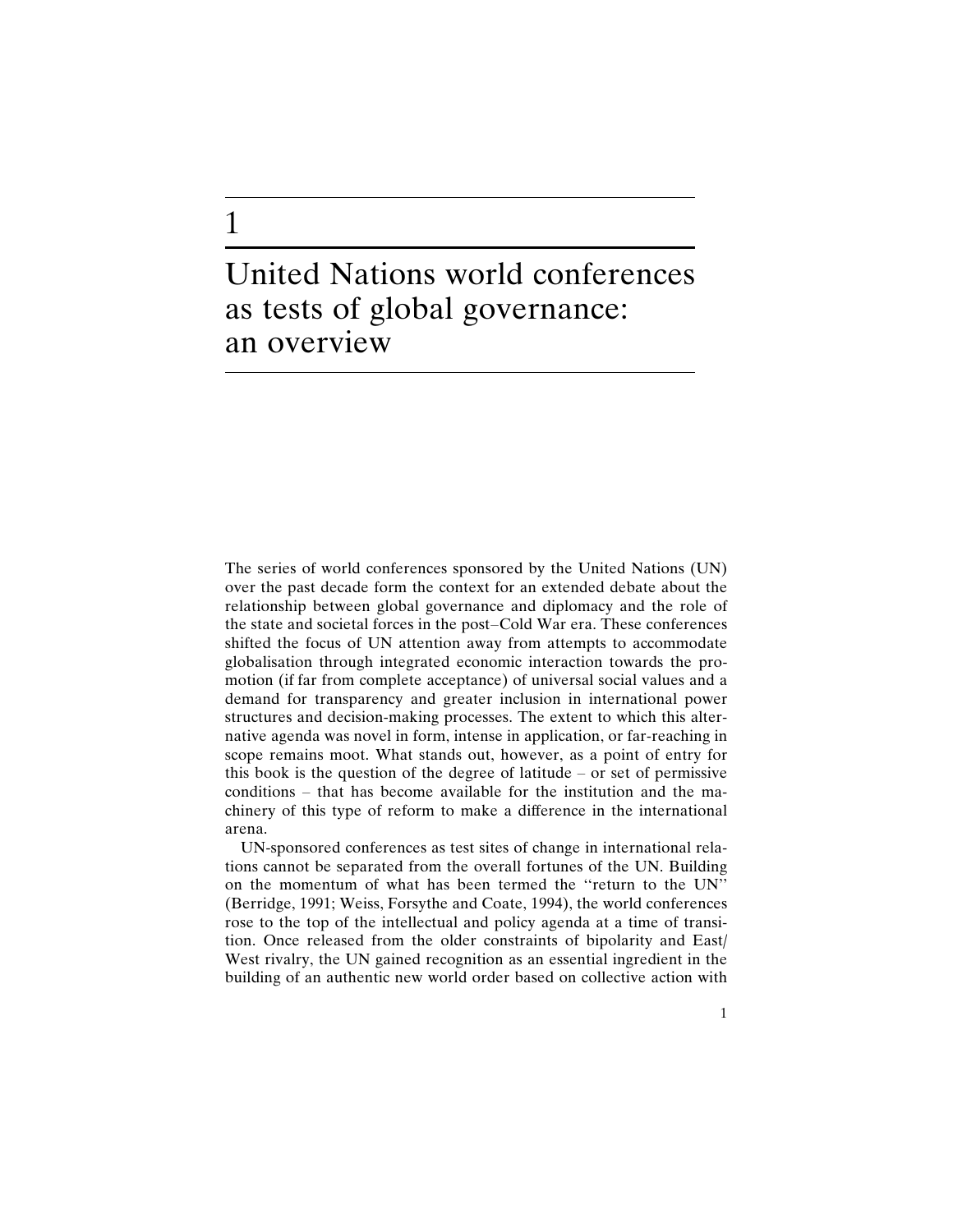# 1

# United Nations world conferences as tests of global governance: an overview

The series of world conferences sponsored by the United Nations (UN) over the past decade form the context for an extended debate about the relationship between global governance and diplomacy and the role of the state and societal forces in the post–Cold War era. These conferences shifted the focus of UN attention away from attempts to accommodate globalisation through integrated economic interaction towards the promotion (if far from complete acceptance) of universal social values and a demand for transparency and greater inclusion in international power structures and decision-making processes. The extent to which this alternative agenda was novel in form, intense in application, or far-reaching in scope remains moot. What stands out, however, as a point of entry for this book is the question of the degree of latitude – or set of permissive conditions – that has become available for the institution and the machinery of this type of reform to make a difference in the international arena.

UN-sponsored conferences as test sites of change in international relations cannot be separated from the overall fortunes of the UN. Building on the momentum of what has been termed the "return to the UN" (Berridge, 1991; Weiss, Forsythe and Coate, 1994), the world conferences rose to the top of the intellectual and policy agenda at a time of transition. Once released from the older constraints of bipolarity and East/West rivalry, the UN gained recognition as an essential ingredient in the building of an authentic new world order based on collective action with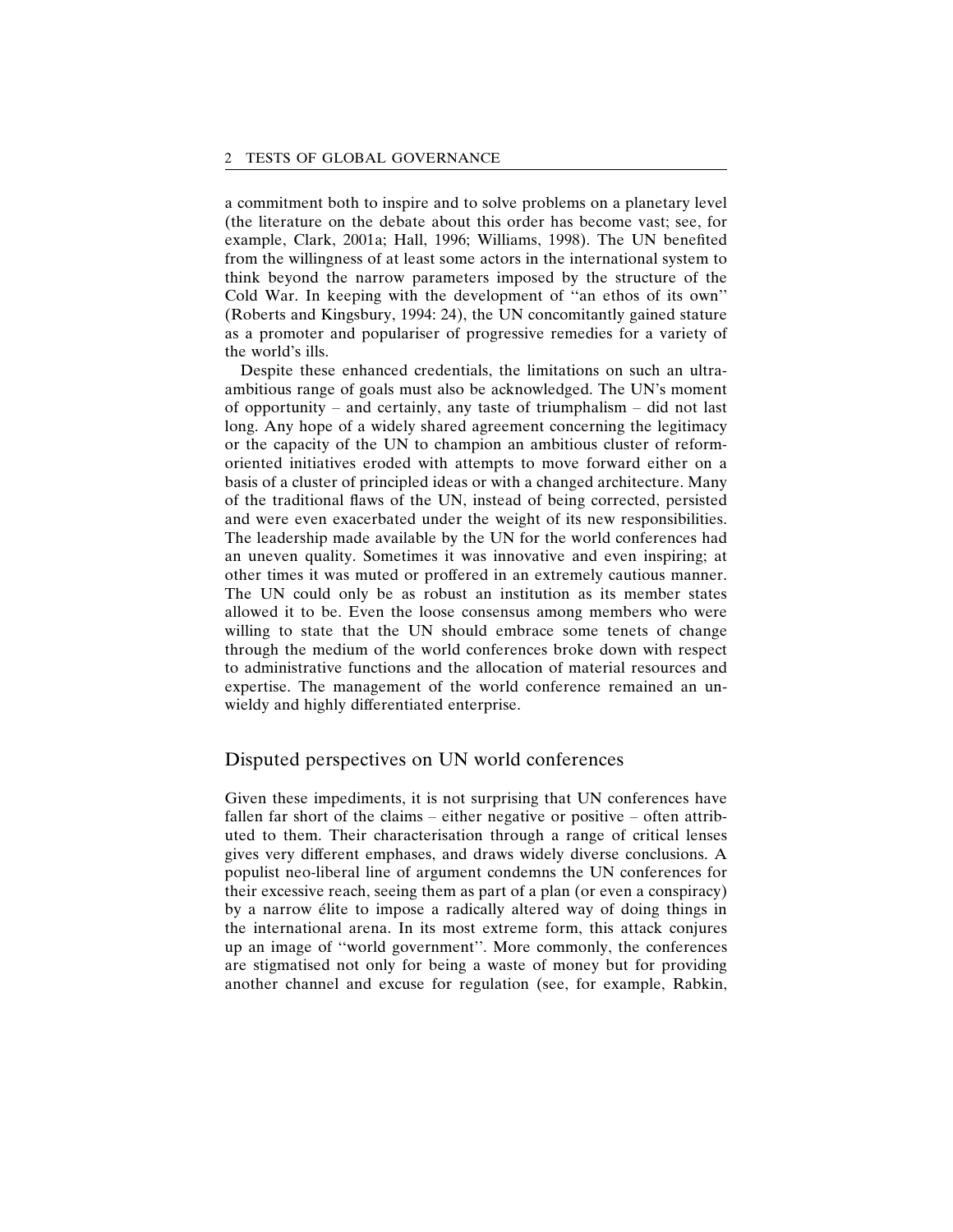a commitment both to inspire and to solve problems on a planetary level (the literature on the debate about this order has become vast; see, for example, Clark, 2001a; Hall, 1996; Williams, 1998). The UN benefited from the willingness of at least some actors in the international system to think beyond the narrow parameters imposed by the structure of the Cold War. In keeping with the development of "an ethos of its own" (Roberts and Kingsbury, 1994: 24), the UN concomitantly gained stature as a promoter and populariser of progressive remedies for a variety of the world's ills.

Despite these enhanced credentials, the limitations on such an ultra-ambitious range of goals must also be acknowledged. The UN's moment of opportunity – and certainly, any taste of triumphalism – did not last long. Any hope of a widely shared agreement concerning the legitimacy or the capacity of the UN to champion an ambitious cluster of reform-oriented initiatives eroded with attempts to move forward either on a basis of a cluster of principled ideas or with a changed architecture. Many of the traditional flaws of the UN, instead of being corrected, persisted and were even exacerbated under the weight of its new responsibilities. The leadership made available by the UN for the world conferences had an uneven quality. Sometimes it was innovative and even inspiring; at other times it was muted or proffered in an extremely cautious manner. The UN could only be as robust an institution as its member states allowed it to be. Even the loose consensus among members who were willing to state that the UN should embrace some tenets of change through the medium of the world conferences broke down with respect to administrative functions and the allocation of material resources and expertise. The management of the world conference remained an unwieldy and highly differentiated enterprise.

## Disputed perspectives on UN world conferences

Given these impediments, it is not surprising that UN conferences have fallen far short of the claims – either negative or positive – often attributed to them. Their characterisation through a range of critical lenses gives very different emphases, and draws widely diverse conclusions. A populist neo-liberal line of argument condemns the UN conferences for their excessive reach, seeing them as part of a plan (or even a conspiracy) by a narrow élite to impose a radically altered way of doing things in the international arena. In its most extreme form, this attack conjures up an image of "world government". More commonly, the conferences are stigmatised not only for being a waste of money but for providing another channel and excuse for regulation (see, for example, Rabkin,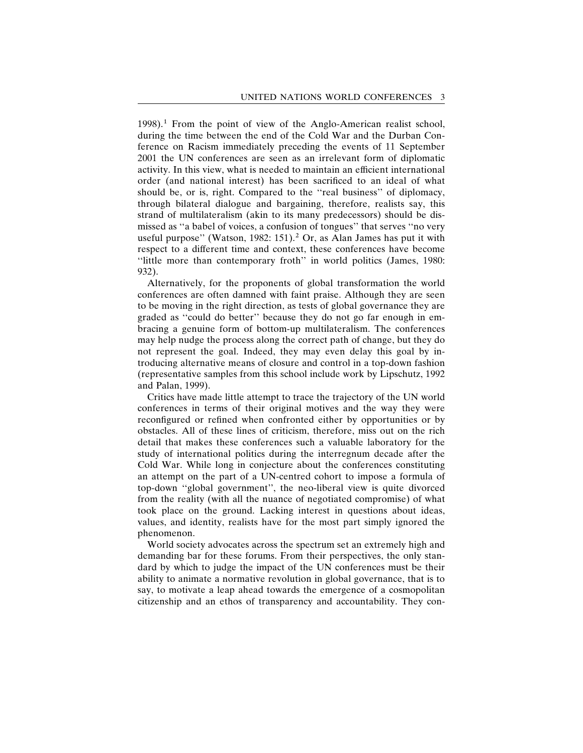1998).[1] From the point of view of the Anglo-American realist school, during the time between the end of the Cold War and the Durban Conference on Racism immediately preceding the events of 11 September 2001 the UN conferences are seen as an irrelevant form of diplomatic activity. In this view, what is needed to maintain an efficient international order (and national interest) has been sacrificed to an ideal of what should be, or is, right. Compared to the ''real business'' of diplomacy, through bilateral dialogue and bargaining, therefore, realists say, this strand of multilateralism (akin to its many predecessors) should be dismissed as ''a babel of voices, a confusion of tongues'' that serves ''no very useful purpose'' (Watson, 1982: 151).[2] Or, as Alan James has put it with respect to a different time and context, these conferences have become ''little more than contemporary froth'' in world politics (James, 1980: 932).

Alternatively, for the proponents of global transformation the world conferences are often damned with faint praise. Although they are seen to be moving in the right direction, as tests of global governance they are graded as ''could do better'' because they do not go far enough in embracing a genuine form of bottom-up multilateralism. The conferences may help nudge the process along the correct path of change, but they do not represent the goal. Indeed, they may even delay this goal by introducing alternative means of closure and control in a top-down fashion (representative samples from this school include work by Lipschutz, 1992 and Palan, 1999).

Critics have made little attempt to trace the trajectory of the UN world conferences in terms of their original motives and the way they were reconfigured or refined when confronted either by opportunities or by obstacles. All of these lines of criticism, therefore, miss out on the rich detail that makes these conferences such a valuable laboratory for the study of international politics during the interregnum decade after the Cold War. While long in conjecture about the conferences constituting an attempt on the part of a UN-centred cohort to impose a formula of top-down ''global government'', the neo-liberal view is quite divorced from the reality (with all the nuance of negotiated compromise) of what took place on the ground. Lacking interest in questions about ideas, values, and identity, realists have for the most part simply ignored the phenomenon.

World society advocates across the spectrum set an extremely high and demanding bar for these forums. From their perspectives, the only standard by which to judge the impact of the UN conferences must be their ability to animate a normative revolution in global governance, that is to say, to motivate a leap ahead towards the emergence of a cosmopolitan citizenship and an ethos of transparency and accountability. They con-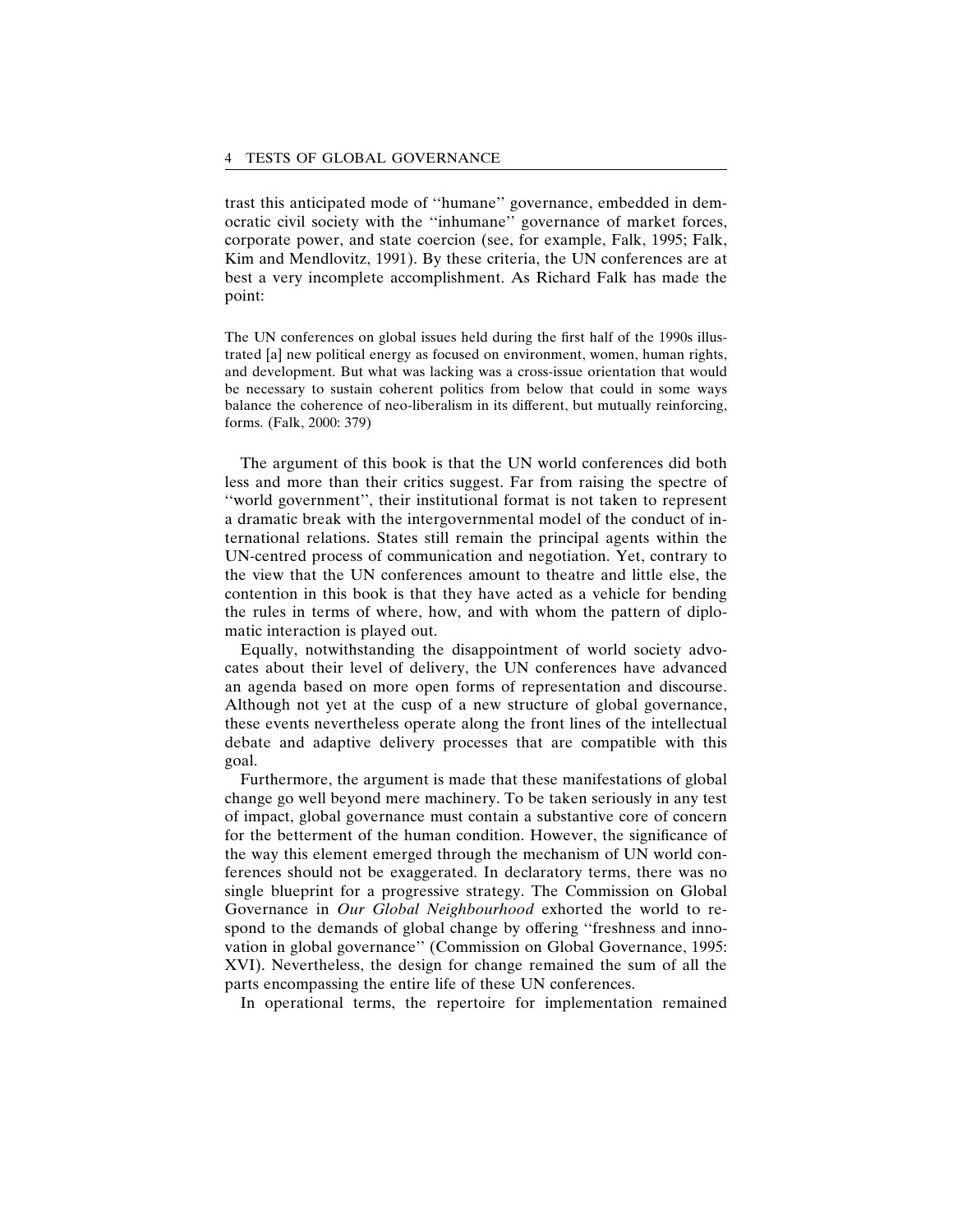trast this anticipated mode of ''humane'' governance, embedded in democratic civil society with the ''inhumane'' governance of market forces, corporate power, and state coercion (see, for example, Falk, 1995; Falk, Kim and Mendlovitz, 1991). By these criteria, the UN conferences are at best a very incomplete accomplishment. As Richard Falk has made the point:

> The UN conferences on global issues held during the first half of the 1990s illustrated [a] new political energy as focused on environment, women, human rights, and development. But what was lacking was a cross-issue orientation that would be necessary to sustain coherent politics from below that could in some ways balance the coherence of neo-liberalism in its different, but mutually reinforcing, forms. (Falk, 2000: 379)

The argument of this book is that the UN world conferences did both less and more than their critics suggest. Far from raising the spectre of ''world government'', their institutional format is not taken to represent a dramatic break with the intergovernmental model of the conduct of international relations. States still remain the principal agents within the UN-centred process of communication and negotiation. Yet, contrary to the view that the UN conferences amount to theatre and little else, the contention in this book is that they have acted as a vehicle for bending the rules in terms of where, how, and with whom the pattern of diplomatic interaction is played out.

Equally, notwithstanding the disappointment of world society advocates about their level of delivery, the UN conferences have advanced an agenda based on more open forms of representation and discourse. Although not yet at the cusp of a new structure of global governance, these events nevertheless operate along the front lines of the intellectual debate and adaptive delivery processes that are compatible with this goal.

Furthermore, the argument is made that these manifestations of global change go well beyond mere machinery. To be taken seriously in any test of impact, global governance must contain a substantive core of concern for the betterment of the human condition. However, the significance of the way this element emerged through the mechanism of UN world conferences should not be exaggerated. In declaratory terms, there was no single blueprint for a progressive strategy. The Commission on Global Governance in *Our Global Neighbourhood* exhorted the world to respond to the demands of global change by offering ''freshness and innovation in global governance'' (Commission on Global Governance, 1995: XVI). Nevertheless, the design for change remained the sum of all the parts encompassing the entire life of these UN conferences.

In operational terms, the repertoire for implementation remained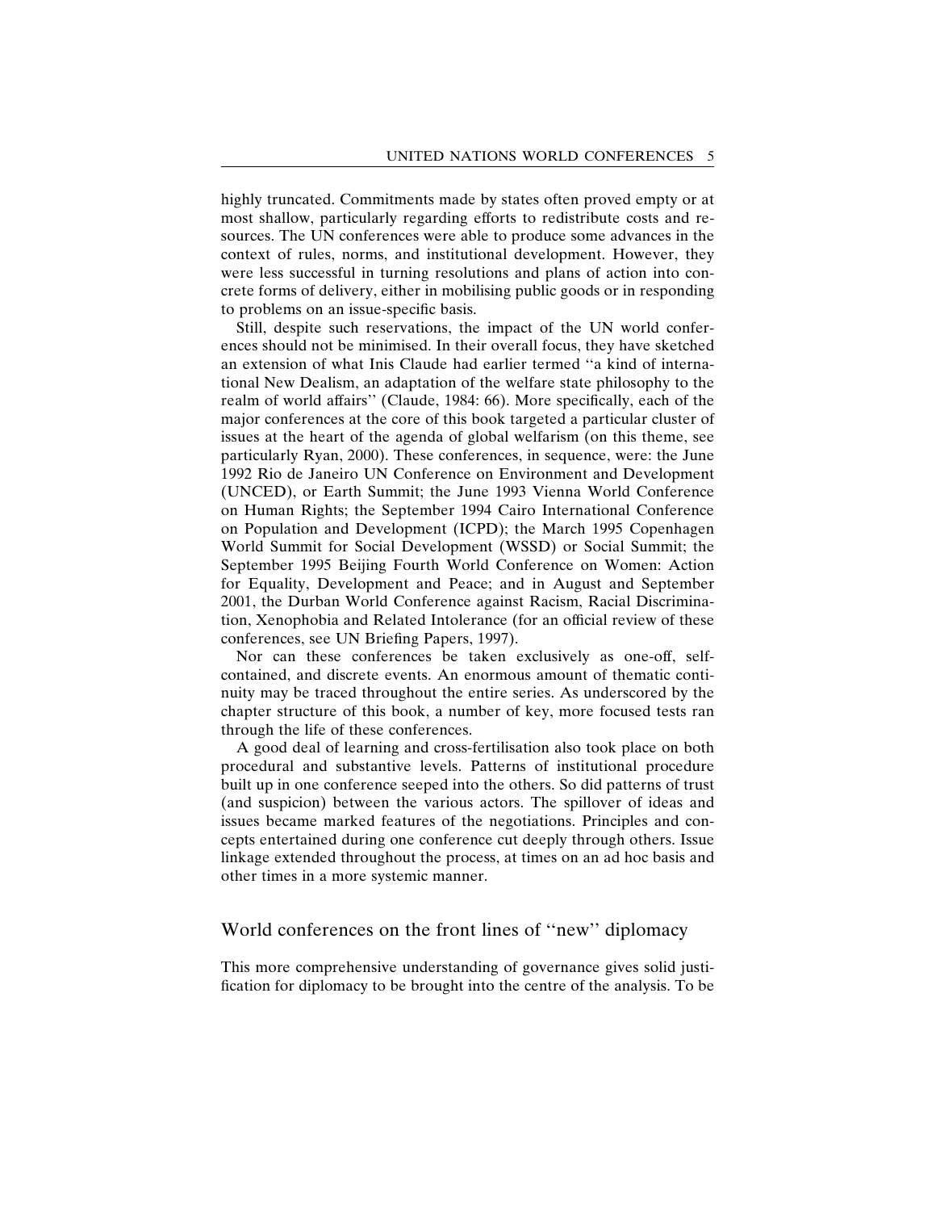highly truncated. Commitments made by states often proved empty or at most shallow, particularly regarding efforts to redistribute costs and resources. The UN conferences were able to produce some advances in the context of rules, norms, and institutional development. However, they were less successful in turning resolutions and plans of action into concrete forms of delivery, either in mobilising public goods or in responding to problems on an issue-specific basis.

Still, despite such reservations, the impact of the UN world conferences should not be minimised. In their overall focus, they have sketched an extension of what Inis Claude had earlier termed "a kind of international New Dealism, an adaptation of the welfare state philosophy to the realm of world affairs" (Claude, 1984: 66). More specifically, each of the major conferences at the core of this book targeted a particular cluster of issues at the heart of the agenda of global welfarism (on this theme, see particularly Ryan, 2000). These conferences, in sequence, were: the June 1992 Rio de Janeiro UN Conference on Environment and Development (UNCED), or Earth Summit; the June 1993 Vienna World Conference on Human Rights; the September 1994 Cairo International Conference on Population and Development (ICPD); the March 1995 Copenhagen World Summit for Social Development (WSSD) or Social Summit; the September 1995 Beijing Fourth World Conference on Women: Action for Equality, Development and Peace; and in August and September 2001, the Durban World Conference against Racism, Racial Discrimination, Xenophobia and Related Intolerance (for an official review of these conferences, see UN Briefing Papers, 1997).

Nor can these conferences be taken exclusively as one-off, self-contained, and discrete events. An enormous amount of thematic continuity may be traced throughout the entire series. As underscored by the chapter structure of this book, a number of key, more focused tests ran through the life of these conferences.

A good deal of learning and cross-fertilisation also took place on both procedural and substantive levels. Patterns of institutional procedure built up in one conference seeped into the others. So did patterns of trust (and suspicion) between the various actors. The spillover of ideas and issues became marked features of the negotiations. Principles and concepts entertained during one conference cut deeply through others. Issue linkage extended throughout the process, at times on an ad hoc basis and other times in a more systemic manner.

## World conferences on the front lines of "new" diplomacy

This more comprehensive understanding of governance gives solid justification for diplomacy to be brought into the centre of the analysis. To be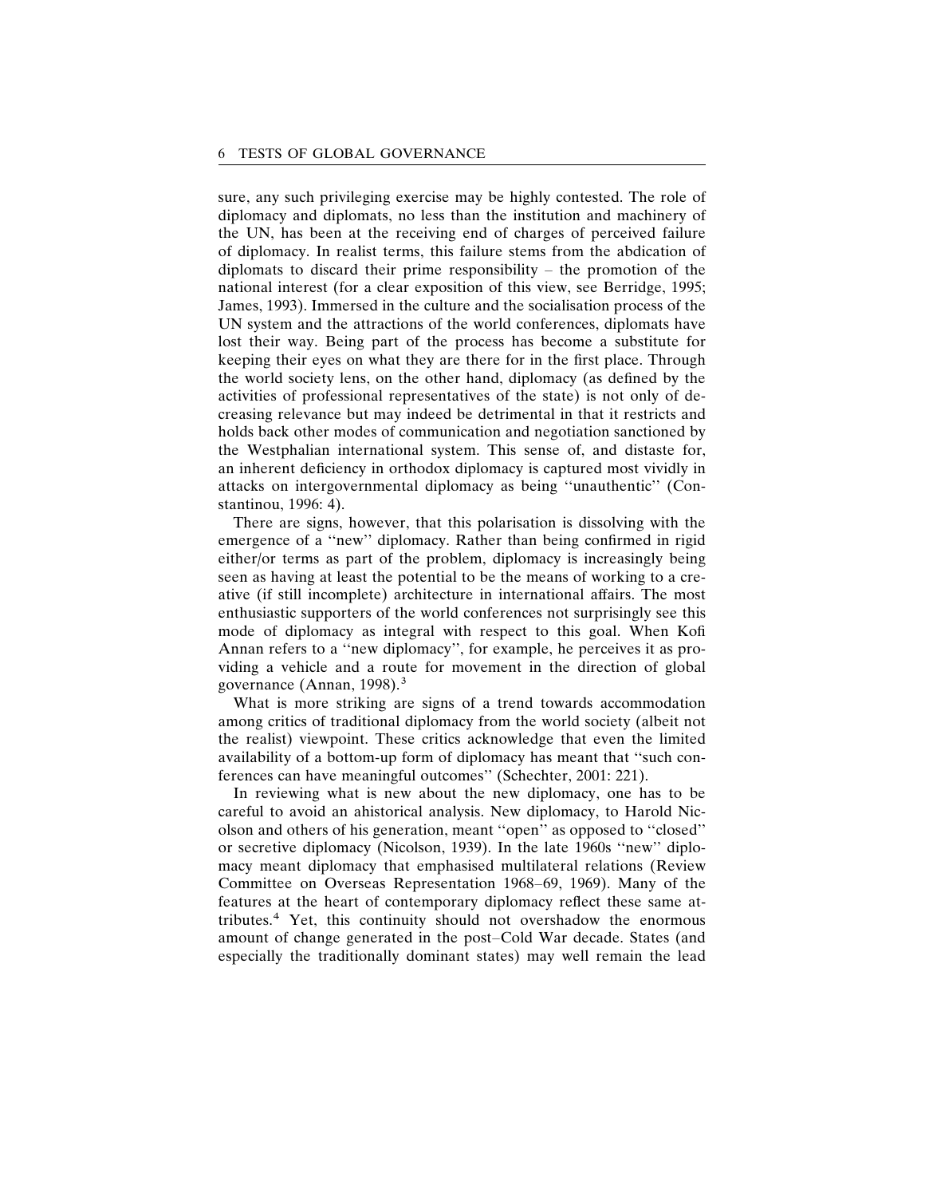sure, any such privileging exercise may be highly contested. The role of diplomacy and diplomats, no less than the institution and machinery of the UN, has been at the receiving end of charges of perceived failure of diplomacy. In realist terms, this failure stems from the abdication of diplomats to discard their prime responsibility – the promotion of the national interest (for a clear exposition of this view, see Berridge, 1995; James, 1993). Immersed in the culture and the socialisation process of the UN system and the attractions of the world conferences, diplomats have lost their way. Being part of the process has become a substitute for keeping their eyes on what they are there for in the first place. Through the world society lens, on the other hand, diplomacy (as defined by the activities of professional representatives of the state) is not only of decreasing relevance but may indeed be detrimental in that it restricts and holds back other modes of communication and negotiation sanctioned by the Westphalian international system. This sense of, and distaste for, an inherent deficiency in orthodox diplomacy is captured most vividly in attacks on intergovernmental diplomacy as being ''unauthentic'' (Constantinou, 1996: 4).

There are signs, however, that this polarisation is dissolving with the emergence of a ''new'' diplomacy. Rather than being confirmed in rigid either/or terms as part of the problem, diplomacy is increasingly being seen as having at least the potential to be the means of working to a creative (if still incomplete) architecture in international affairs. The most enthusiastic supporters of the world conferences not surprisingly see this mode of diplomacy as integral with respect to this goal. When Kofi Annan refers to a ''new diplomacy'', for example, he perceives it as providing a vehicle and a route for movement in the direction of global governance (Annan, 1998).[3]

What is more striking are signs of a trend towards accommodation among critics of traditional diplomacy from the world society (albeit not the realist) viewpoint. These critics acknowledge that even the limited availability of a bottom-up form of diplomacy has meant that ''such conferences can have meaningful outcomes'' (Schechter, 2001: 221).

In reviewing what is new about the new diplomacy, one has to be careful to avoid an ahistorical analysis. New diplomacy, to Harold Nicolson and others of his generation, meant ''open'' as opposed to ''closed'' or secretive diplomacy (Nicolson, 1939). In the late 1960s ''new'' diplomacy meant diplomacy that emphasised multilateral relations (Review Committee on Overseas Representation 1968–69, 1969). Many of the features at the heart of contemporary diplomacy reflect these same attributes.[4] Yet, this continuity should not overshadow the enormous amount of change generated in the post–Cold War decade. States (and especially the traditionally dominant states) may well remain the lead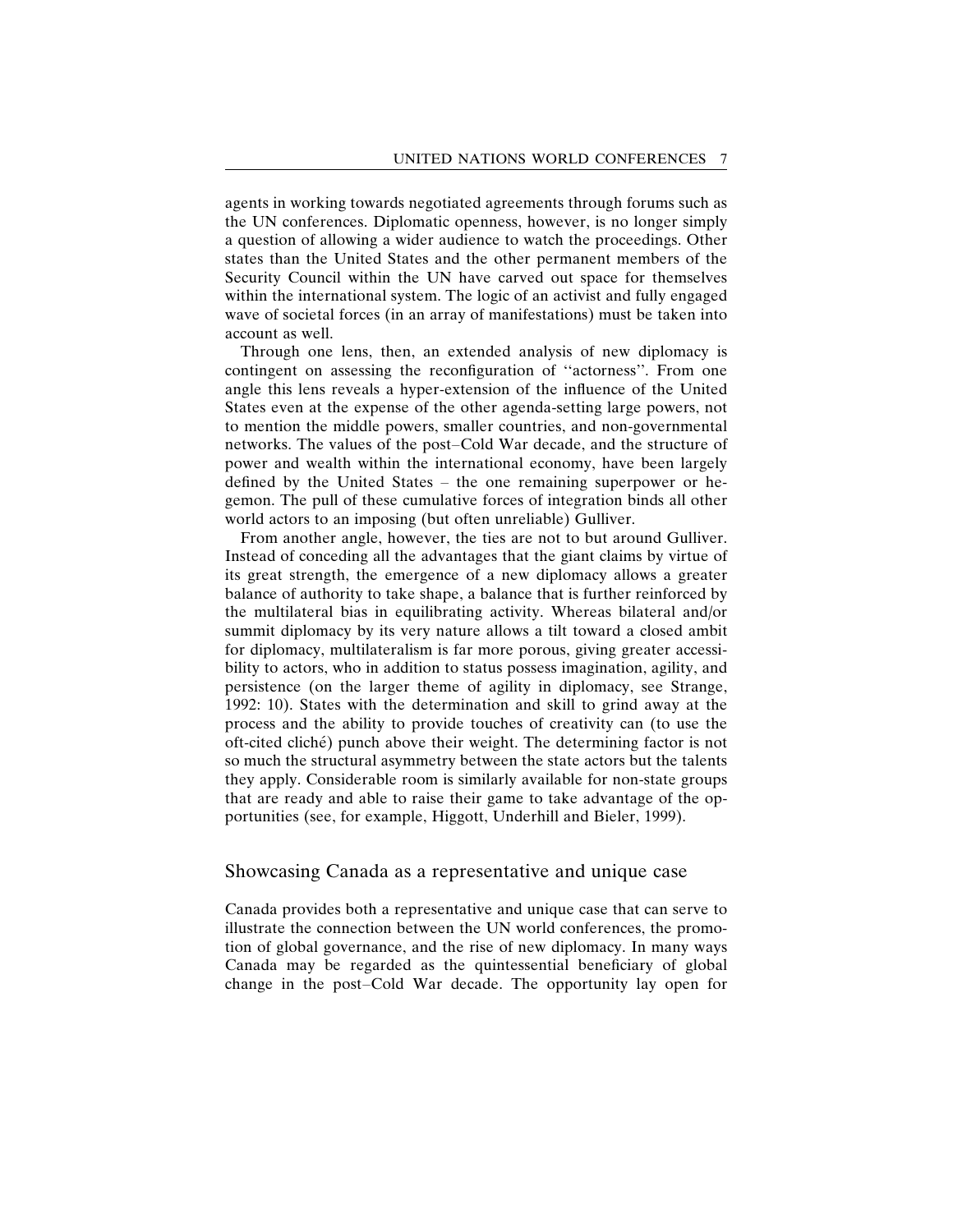agents in working towards negotiated agreements through forums such as the UN conferences. Diplomatic openness, however, is no longer simply a question of allowing a wider audience to watch the proceedings. Other states than the United States and the other permanent members of the Security Council within the UN have carved out space for themselves within the international system. The logic of an activist and fully engaged wave of societal forces (in an array of manifestations) must be taken into account as well.

Through one lens, then, an extended analysis of new diplomacy is contingent on assessing the reconfiguration of ''actorness''. From one angle this lens reveals a hyper-extension of the influence of the United States even at the expense of the other agenda-setting large powers, not to mention the middle powers, smaller countries, and non-governmental networks. The values of the post–Cold War decade, and the structure of power and wealth within the international economy, have been largely defined by the United States – the one remaining superpower or hegemon. The pull of these cumulative forces of integration binds all other world actors to an imposing (but often unreliable) Gulliver.

From another angle, however, the ties are not to but around Gulliver. Instead of conceding all the advantages that the giant claims by virtue of its great strength, the emergence of a new diplomacy allows a greater balance of authority to take shape, a balance that is further reinforced by the multilateral bias in equilibrating activity. Whereas bilateral and/or summit diplomacy by its very nature allows a tilt toward a closed ambit for diplomacy, multilateralism is far more porous, giving greater accessibility to actors, who in addition to status possess imagination, agility, and persistence (on the larger theme of agility in diplomacy, see Strange, 1992: 10). States with the determination and skill to grind away at the process and the ability to provide touches of creativity can (to use the oft-cited cliché) punch above their weight. The determining factor is not so much the structural asymmetry between the state actors but the talents they apply. Considerable room is similarly available for non-state groups that are ready and able to raise their game to take advantage of the opportunities (see, for example, Higgott, Underhill and Bieler, 1999).

## Showcasing Canada as a representative and unique case

Canada provides both a representative and unique case that can serve to illustrate the connection between the UN world conferences, the promotion of global governance, and the rise of new diplomacy. In many ways Canada may be regarded as the quintessential beneficiary of global change in the post–Cold War decade. The opportunity lay open for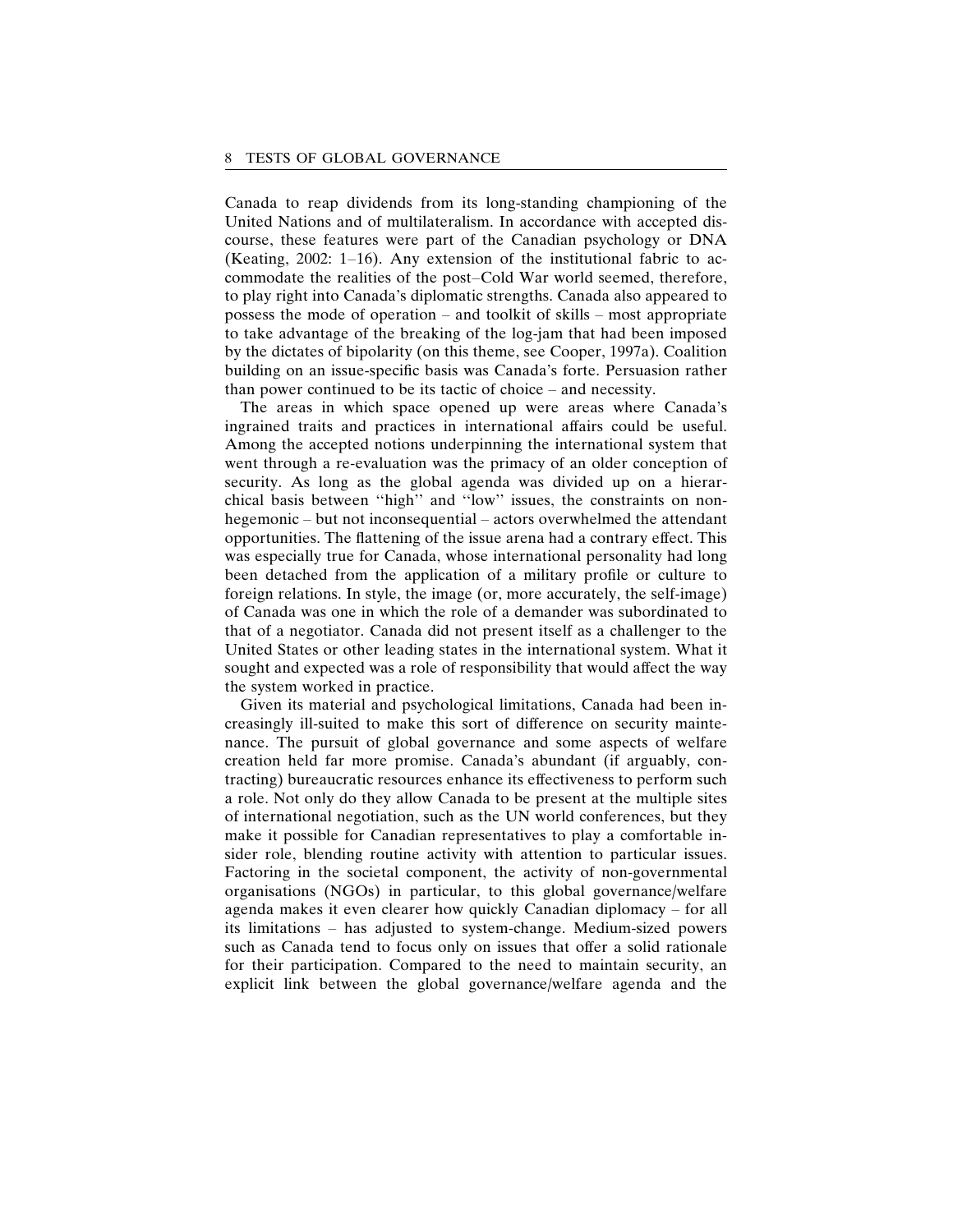Canada to reap dividends from its long-standing championing of the United Nations and of multilateralism. In accordance with accepted discourse, these features were part of the Canadian psychology or DNA (Keating, 2002: 1–16). Any extension of the institutional fabric to accommodate the realities of the post–Cold War world seemed, therefore, to play right into Canada's diplomatic strengths. Canada also appeared to possess the mode of operation – and toolkit of skills – most appropriate to take advantage of the breaking of the log-jam that had been imposed by the dictates of bipolarity (on this theme, see Cooper, 1997a). Coalition building on an issue-specific basis was Canada's forte. Persuasion rather than power continued to be its tactic of choice – and necessity.

The areas in which space opened up were areas where Canada's ingrained traits and practices in international affairs could be useful. Among the accepted notions underpinning the international system that went through a re-evaluation was the primacy of an older conception of security. As long as the global agenda was divided up on a hierarchical basis between "high" and "low" issues, the constraints on non-hegemonic – but not inconsequential – actors overwhelmed the attendant opportunities. The flattening of the issue arena had a contrary effect. This was especially true for Canada, whose international personality had long been detached from the application of a military profile or culture to foreign relations. In style, the image (or, more accurately, the self-image) of Canada was one in which the role of a demander was subordinated to that of a negotiator. Canada did not present itself as a challenger to the United States or other leading states in the international system. What it sought and expected was a role of responsibility that would affect the way the system worked in practice.

Given its material and psychological limitations, Canada had been increasingly ill-suited to make this sort of difference on security maintenance. The pursuit of global governance and some aspects of welfare creation held far more promise. Canada's abundant (if arguably, contracting) bureaucratic resources enhance its effectiveness to perform such a role. Not only do they allow Canada to be present at the multiple sites of international negotiation, such as the UN world conferences, but they make it possible for Canadian representatives to play a comfortable insider role, blending routine activity with attention to particular issues. Factoring in the societal component, the activity of non-governmental organisations (NGOs) in particular, to this global governance/welfare agenda makes it even clearer how quickly Canadian diplomacy – for all its limitations – has adjusted to system-change. Medium-sized powers such as Canada tend to focus only on issues that offer a solid rationale for their participation. Compared to the need to maintain security, an explicit link between the global governance/welfare agenda and the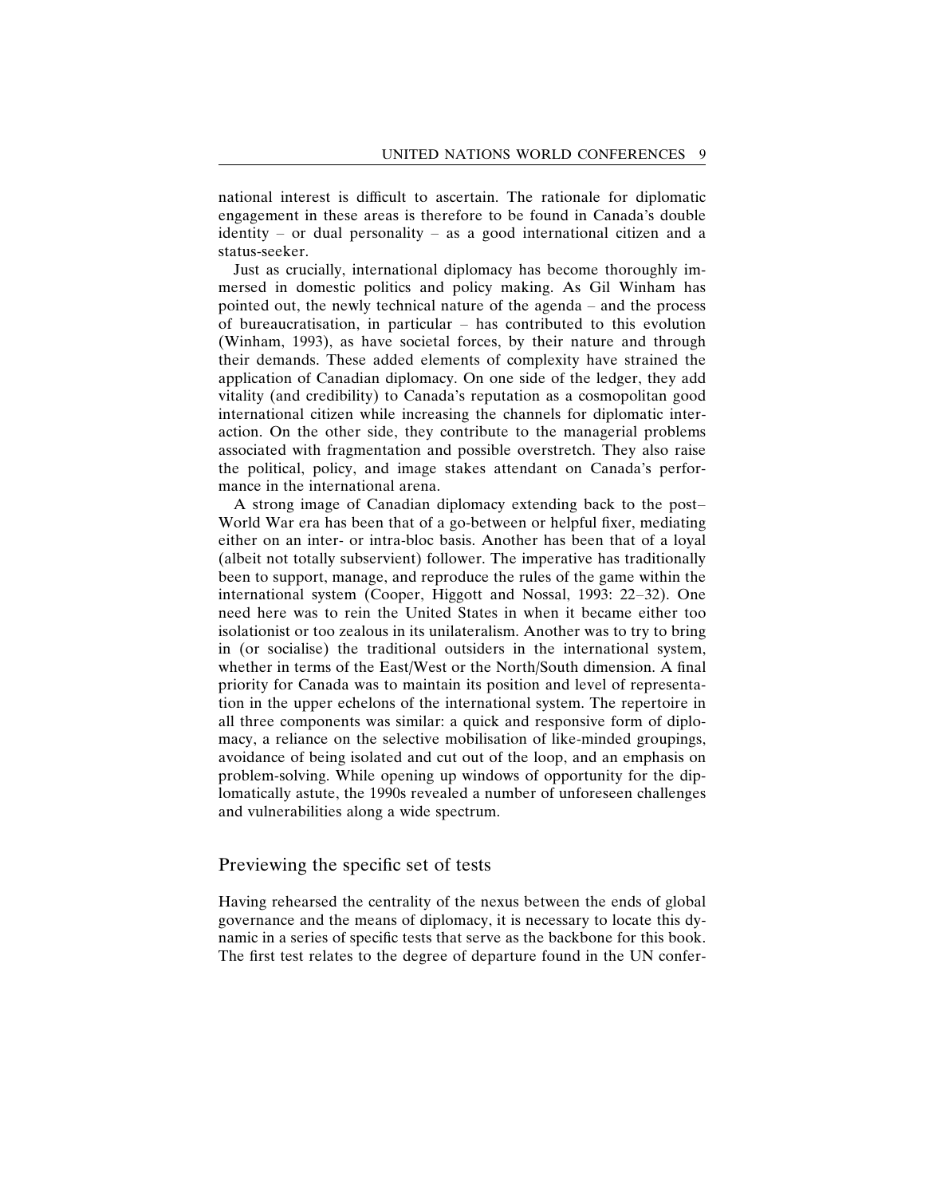national interest is difficult to ascertain. The rationale for diplomatic engagement in these areas is therefore to be found in Canada's double identity – or dual personality – as a good international citizen and a status-seeker.

Just as crucially, international diplomacy has become thoroughly immersed in domestic politics and policy making. As Gil Winham has pointed out, the newly technical nature of the agenda – and the process of bureaucratisation, in particular – has contributed to this evolution (Winham, 1993), as have societal forces, by their nature and through their demands. These added elements of complexity have strained the application of Canadian diplomacy. On one side of the ledger, they add vitality (and credibility) to Canada's reputation as a cosmopolitan good international citizen while increasing the channels for diplomatic interaction. On the other side, they contribute to the managerial problems associated with fragmentation and possible overstretch. They also raise the political, policy, and image stakes attendant on Canada's performance in the international arena.

A strong image of Canadian diplomacy extending back to the post–World War era has been that of a go-between or helpful fixer, mediating either on an inter- or intra-bloc basis. Another has been that of a loyal (albeit not totally subservient) follower. The imperative has traditionally been to support, manage, and reproduce the rules of the game within the international system (Cooper, Higgott and Nossal, 1993: 22–32). One need here was to rein the United States in when it became either too isolationist or too zealous in its unilateralism. Another was to try to bring in (or socialise) the traditional outsiders in the international system, whether in terms of the East/West or the North/South dimension. A final priority for Canada was to maintain its position and level of representation in the upper echelons of the international system. The repertoire in all three components was similar: a quick and responsive form of diplomacy, a reliance on the selective mobilisation of like-minded groupings, avoidance of being isolated and cut out of the loop, and an emphasis on problem-solving. While opening up windows of opportunity for the diplomatically astute, the 1990s revealed a number of unforeseen challenges and vulnerabilities along a wide spectrum.

## Previewing the specific set of tests

Having rehearsed the centrality of the nexus between the ends of global governance and the means of diplomacy, it is necessary to locate this dynamic in a series of specific tests that serve as the backbone for this book. The first test relates to the degree of departure found in the UN confer-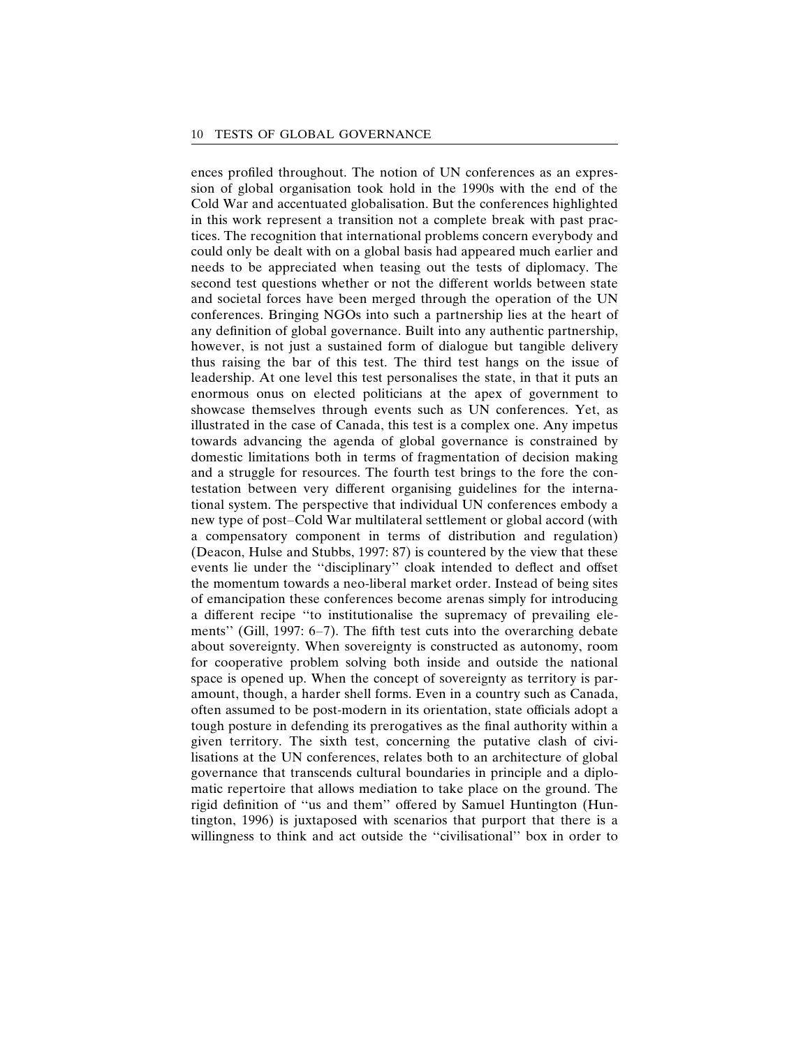ences profiled throughout. The notion of UN conferences as an expression of global organisation took hold in the 1990s with the end of the Cold War and accentuated globalisation. But the conferences highlighted in this work represent a transition not a complete break with past practices. The recognition that international problems concern everybody and could only be dealt with on a global basis had appeared much earlier and needs to be appreciated when teasing out the tests of diplomacy. The second test questions whether or not the different worlds between state and societal forces have been merged through the operation of the UN conferences. Bringing NGOs into such a partnership lies at the heart of any definition of global governance. Built into any authentic partnership, however, is not just a sustained form of dialogue but tangible delivery thus raising the bar of this test. The third test hangs on the issue of leadership. At one level this test personalises the state, in that it puts an enormous onus on elected politicians at the apex of government to showcase themselves through events such as UN conferences. Yet, as illustrated in the case of Canada, this test is a complex one. Any impetus towards advancing the agenda of global governance is constrained by domestic limitations both in terms of fragmentation of decision making and a struggle for resources. The fourth test brings to the fore the contestation between very different organising guidelines for the international system. The perspective that individual UN conferences embody a new type of post–Cold War multilateral settlement or global accord (with a compensatory component in terms of distribution and regulation) (Deacon, Hulse and Stubbs, 1997: 87) is countered by the view that these events lie under the ''disciplinary'' cloak intended to deflect and offset the momentum towards a neo-liberal market order. Instead of being sites of emancipation these conferences become arenas simply for introducing a different recipe ''to institutionalise the supremacy of prevailing elements'' (Gill, 1997: 6–7). The fifth test cuts into the overarching debate about sovereignty. When sovereignty is constructed as autonomy, room for cooperative problem solving both inside and outside the national space is opened up. When the concept of sovereignty as territory is paramount, though, a harder shell forms. Even in a country such as Canada, often assumed to be post-modern in its orientation, state officials adopt a tough posture in defending its prerogatives as the final authority within a given territory. The sixth test, concerning the putative clash of civilisations at the UN conferences, relates both to an architecture of global governance that transcends cultural boundaries in principle and a diplomatic repertoire that allows mediation to take place on the ground. The rigid definition of ''us and them'' offered by Samuel Huntington (Huntington, 1996) is juxtaposed with scenarios that purport that there is a willingness to think and act outside the ''civilisational'' box in order to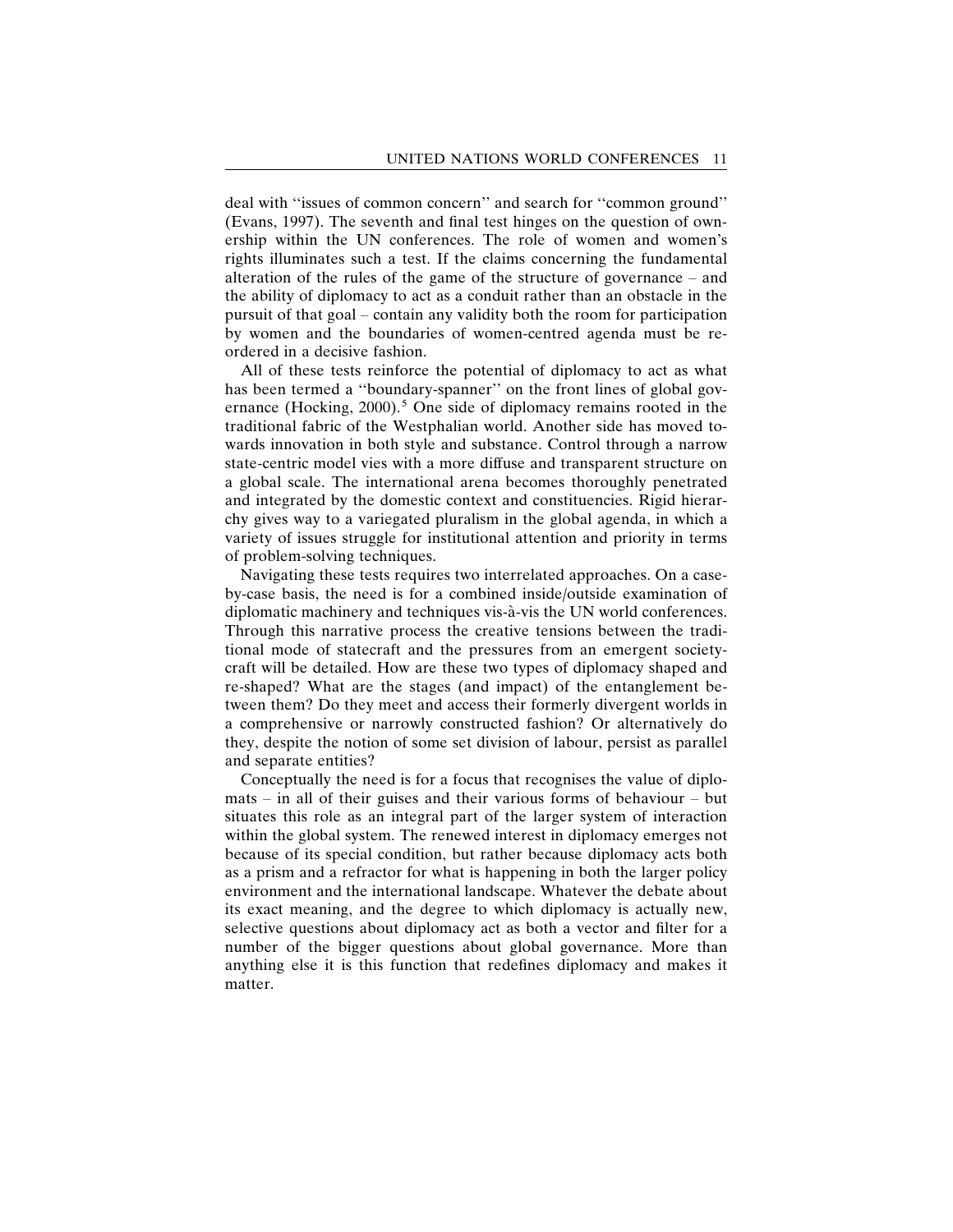deal with ''issues of common concern'' and search for ''common ground'' (Evans, 1997). The seventh and final test hinges on the question of ownership within the UN conferences. The role of women and women's rights illuminates such a test. If the claims concerning the fundamental alteration of the rules of the game of the structure of governance – and the ability of diplomacy to act as a conduit rather than an obstacle in the pursuit of that goal – contain any validity both the room for participation by women and the boundaries of women-centred agenda must be reordered in a decisive fashion.

All of these tests reinforce the potential of diplomacy to act as what has been termed a ''boundary-spanner'' on the front lines of global governance (Hocking, 2000).[5] One side of diplomacy remains rooted in the traditional fabric of the Westphalian world. Another side has moved towards innovation in both style and substance. Control through a narrow state-centric model vies with a more diffuse and transparent structure on a global scale. The international arena becomes thoroughly penetrated and integrated by the domestic context and constituencies. Rigid hierarchy gives way to a variegated pluralism in the global agenda, in which a variety of issues struggle for institutional attention and priority in terms of problem-solving techniques.

Navigating these tests requires two interrelated approaches. On a case-by-case basis, the need is for a combined inside/outside examination of diplomatic machinery and techniques vis-à-vis the UN world conferences. Through this narrative process the creative tensions between the traditional mode of statecraft and the pressures from an emergent society-craft will be detailed. How are these two types of diplomacy shaped and re-shaped? What are the stages (and impact) of the entanglement between them? Do they meet and access their formerly divergent worlds in a comprehensive or narrowly constructed fashion? Or alternatively do they, despite the notion of some set division of labour, persist as parallel and separate entities?

Conceptually the need is for a focus that recognises the value of diplomats – in all of their guises and their various forms of behaviour – but situates this role as an integral part of the larger system of interaction within the global system. The renewed interest in diplomacy emerges not because of its special condition, but rather because diplomacy acts both as a prism and a refractor for what is happening in both the larger policy environment and the international landscape. Whatever the debate about its exact meaning, and the degree to which diplomacy is actually new, selective questions about diplomacy act as both a vector and filter for a number of the bigger questions about global governance. More than anything else it is this function that redefines diplomacy and makes it matter.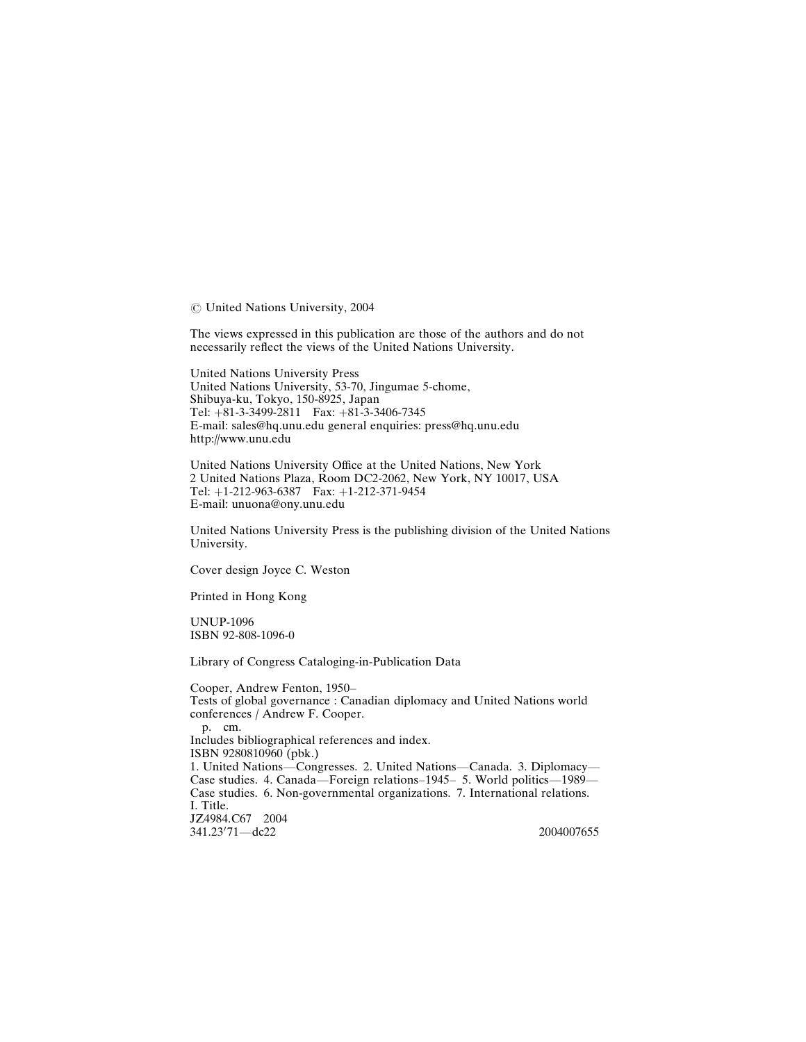© United Nations University, 2004

The views expressed in this publication are those of the authors and do not necessarily reflect the views of the United Nations University.

United Nations University Press
United Nations University, 53-70, Jingumae 5-chome,
Shibuya-ku, Tokyo, 150-8925, Japan
Tel: +81-3-3499-2811 Fax: +81-3-3406-7345
E-mail: sales@hq.unu.edu general enquiries: press@hq.unu.edu
http://www.unu.edu

United Nations University Office at the United Nations, New York
2 United Nations Plaza, Room DC2-2062, New York, NY 10017, USA
Tel: +1-212-963-6387 Fax: +1-212-371-9454
E-mail: unuona@ony.unu.edu

United Nations University Press is the publishing division of the United Nations University.

Cover design Joyce C. Weston

Printed in Hong Kong

UNUP-1096
ISBN 92-808-1096-0

Library of Congress Cataloging-in-Publication Data

Cooper, Andrew Fenton, 1950–
Tests of global governance : Canadian diplomacy and United Nations world conferences / Andrew F. Cooper.
p. cm.
Includes bibliographical references and index.
ISBN 9280810960 (pbk.)
1. United Nations—Congresses. 2. United Nations—Canada. 3. Diplomacy—Case studies. 4. Canada—Foreign relations–1945– 5. World politics—1989—Case studies. 6. Non-governmental organizations. 7. International relations.
I. Title.
JZ4984.C67 2004
341.23′71—dc22 2004007655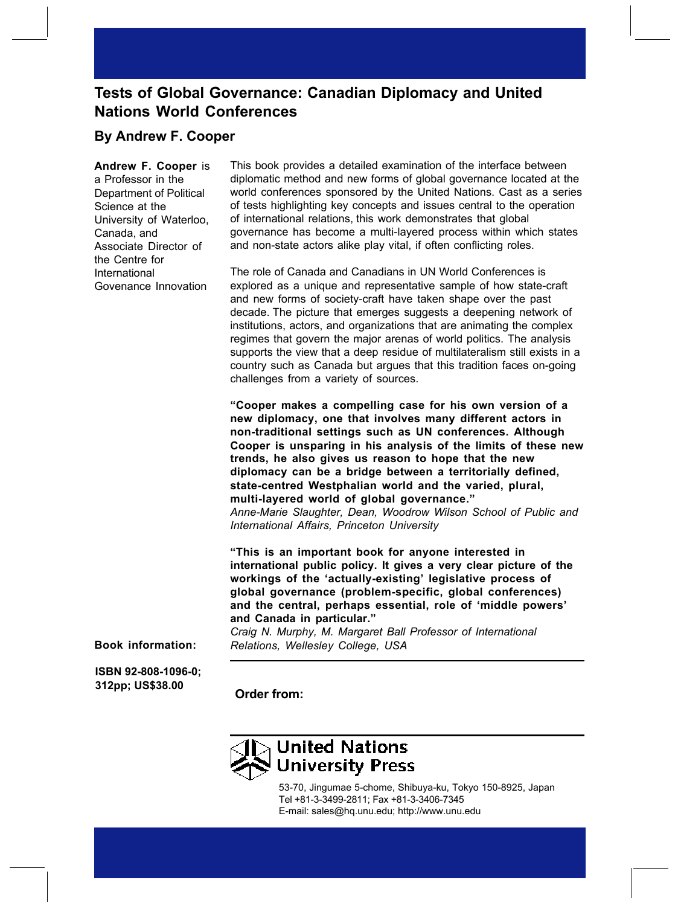## Tests of Global Governance: Canadian Diplomacy and United Nations World Conferences

### By Andrew F. Cooper

**Andrew F. Cooper** is a Professor in the Department of Political Science at the University of Waterloo, Canada, and Associate Director of the Centre for International Govenance Innovation

This book provides a detailed examination of the interface between diplomatic method and new forms of global governance located at the world conferences sponsored by the United Nations. Cast as a series of tests highlighting key concepts and issues central to the operation of international relations, this work demonstrates that global governance has become a multi-layered process within which states and non-state actors alike play vital, if often conflicting roles.

The role of Canada and Canadians in UN World Conferences is explored as a unique and representative sample of how state-craft and new forms of society-craft have taken shape over the past decade. The picture that emerges suggests a deepening network of institutions, actors, and organizations that are animating the complex regimes that govern the major arenas of world politics. The analysis supports the view that a deep residue of multilateralism still exists in a country such as Canada but argues that this tradition faces on-going challenges from a variety of sources.

**"Cooper makes a compelling case for his own version of a new diplomacy, one that involves many different actors in non-traditional settings such as UN conferences. Although Cooper is unsparing in his analysis of the limits of these new trends, he also gives us reason to hope that the new diplomacy can be a bridge between a territorially defined, state-centred Westphalian world and the varied, plural, multi-layered world of global governance."**
*Anne-Marie Slaughter, Dean, Woodrow Wilson School of Public and International Affairs, Princeton University*

**"This is an important book for anyone interested in international public policy. It gives a very clear picture of the workings of the 'actually-existing' legislative process of global governance (problem-specific, global conferences) and the central, perhaps essential, role of 'middle powers' and Canada in particular."**
*Craig N. Murphy, M. Margaret Ball Professor of International Relations, Wellesley College, USA*

**Book information:**

**ISBN 92-808-1096-0; 312pp; US$38.00**

**Order from:**

**United Nations University Press**

53-70, Jingumae 5-chome, Shibuya-ku, Tokyo 150-8925, Japan
Tel +81-3-3499-2811; Fax +81-3-3406-7345
E-mail: sales@hq.unu.edu; http://www.unu.edu